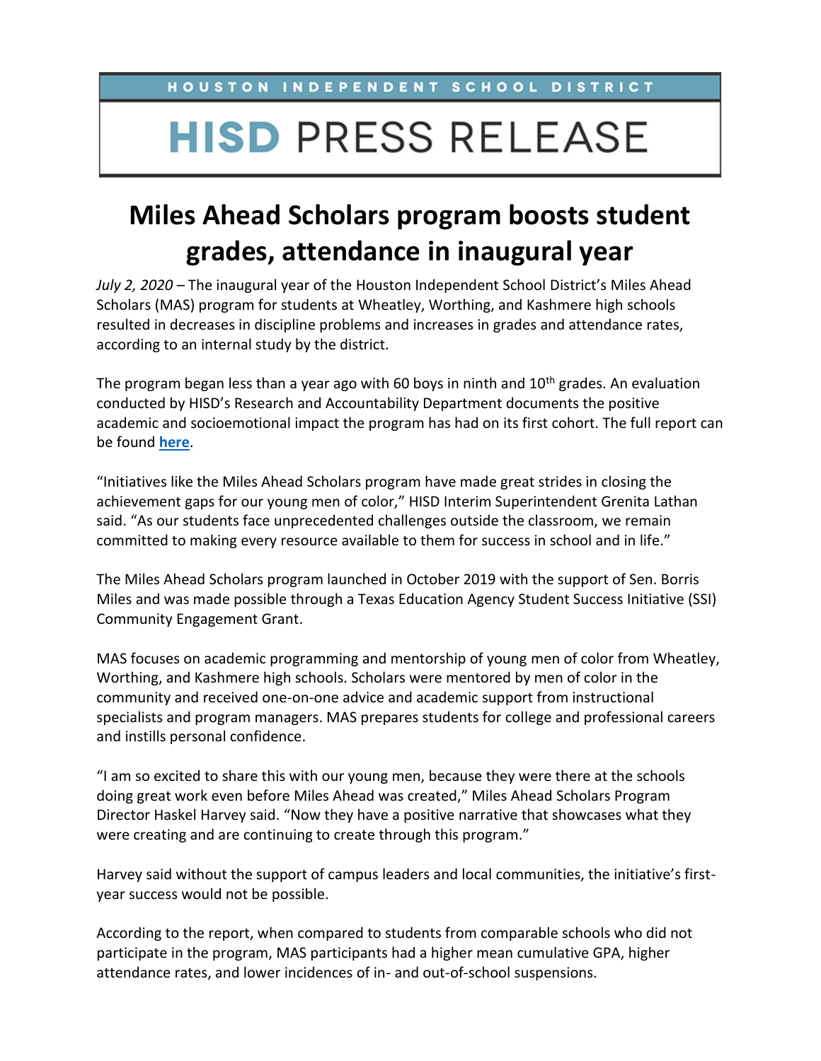HOUSTON INDEPENDENT SCHOOL DISTRICT

**HISD** PRESS RELEASE

# Miles Ahead Scholars program boosts student grades, attendance in inaugural year

*July 2, 2020* – The inaugural year of the Houston Independent School District's Miles Ahead Scholars (MAS) program for students at Wheatley, Worthing, and Kashmere high schools resulted in decreases in discipline problems and increases in grades and attendance rates, according to an internal study by the district.

The program began less than a year ago with 60 boys in ninth and 10th grades. An evaluation conducted by HISD's Research and Accountability Department documents the positive academic and socioemotional impact the program has had on its first cohort. The full report can be found **here**.

"Initiatives like the Miles Ahead Scholars program have made great strides in closing the achievement gaps for our young men of color," HISD Interim Superintendent Grenita Lathan said. "As our students face unprecedented challenges outside the classroom, we remain committed to making every resource available to them for success in school and in life."

The Miles Ahead Scholars program launched in October 2019 with the support of Sen. Borris Miles and was made possible through a Texas Education Agency Student Success Initiative (SSI) Community Engagement Grant.

MAS focuses on academic programming and mentorship of young men of color from Wheatley, Worthing, and Kashmere high schools. Scholars were mentored by men of color in the community and received one-on-one advice and academic support from instructional specialists and program managers. MAS prepares students for college and professional careers and instills personal confidence.

"I am so excited to share this with our young men, because they were there at the schools doing great work even before Miles Ahead was created," Miles Ahead Scholars Program Director Haskel Harvey said. "Now they have a positive narrative that showcases what they were creating and are continuing to create through this program."

Harvey said without the support of campus leaders and local communities, the initiative's first-year success would not be possible.

According to the report, when compared to students from comparable schools who did not participate in the program, MAS participants had a higher mean cumulative GPA, higher attendance rates, and lower incidences of in- and out-of-school suspensions.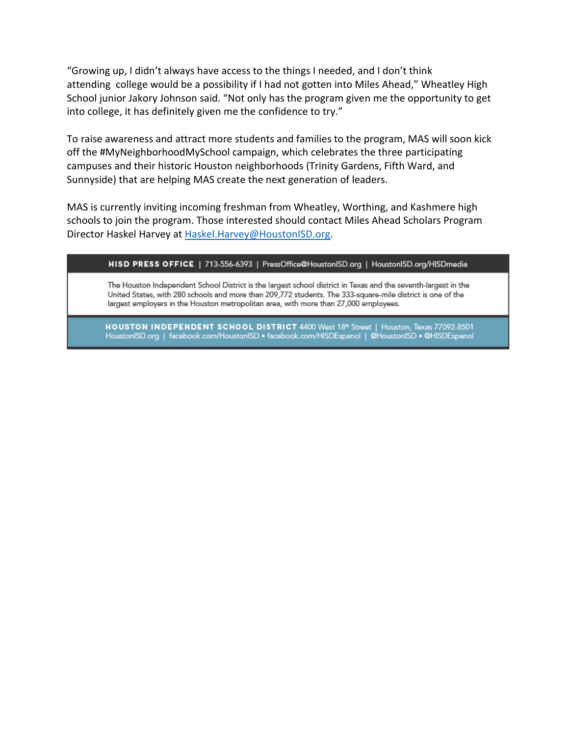"Growing up, I didn't always have access to the things I needed, and I don't think attending college would be a possibility if I had not gotten into Miles Ahead," Wheatley High School junior Jakory Johnson said. "Not only has the program given me the opportunity to get into college, it has definitely given me the confidence to try."

To raise awareness and attract more students and families to the program, MAS will soon kick off the #MyNeighborhoodMySchool campaign, which celebrates the three participating campuses and their historic Houston neighborhoods (Trinity Gardens, Fifth Ward, and Sunnyside) that are helping MAS create the next generation of leaders.

MAS is currently inviting incoming freshman from Wheatley, Worthing, and Kashmere high schools to join the program. Those interested should contact Miles Ahead Scholars Program Director Haskel Harvey at [Haskel.Harvey@HoustonISD.org](mailto:Haskel.Harvey@HoustonISD.org).

**HISD PRESS OFFICE** | 713-556-6393 | PressOffice@HoustonISD.org | HoustonISD.org/HISDmedia

The Houston Independent School District is the largest school district in Texas and the seventh-largest in the United States, with 280 schools and more than 209,772 students. The 333-square-mile district is one of the largest employers in the Houston metropolitan area, with more than 27,000 employees.

**HOUSTON INDEPENDENT SCHOOL DISTRICT** 4400 West 18th Street | Houston, Texas 77092-8501
HoustonISD.org | facebook.com/HoustonISD • facebook.com/HISDEspanol | @HoustonISD • @HISDEspanol